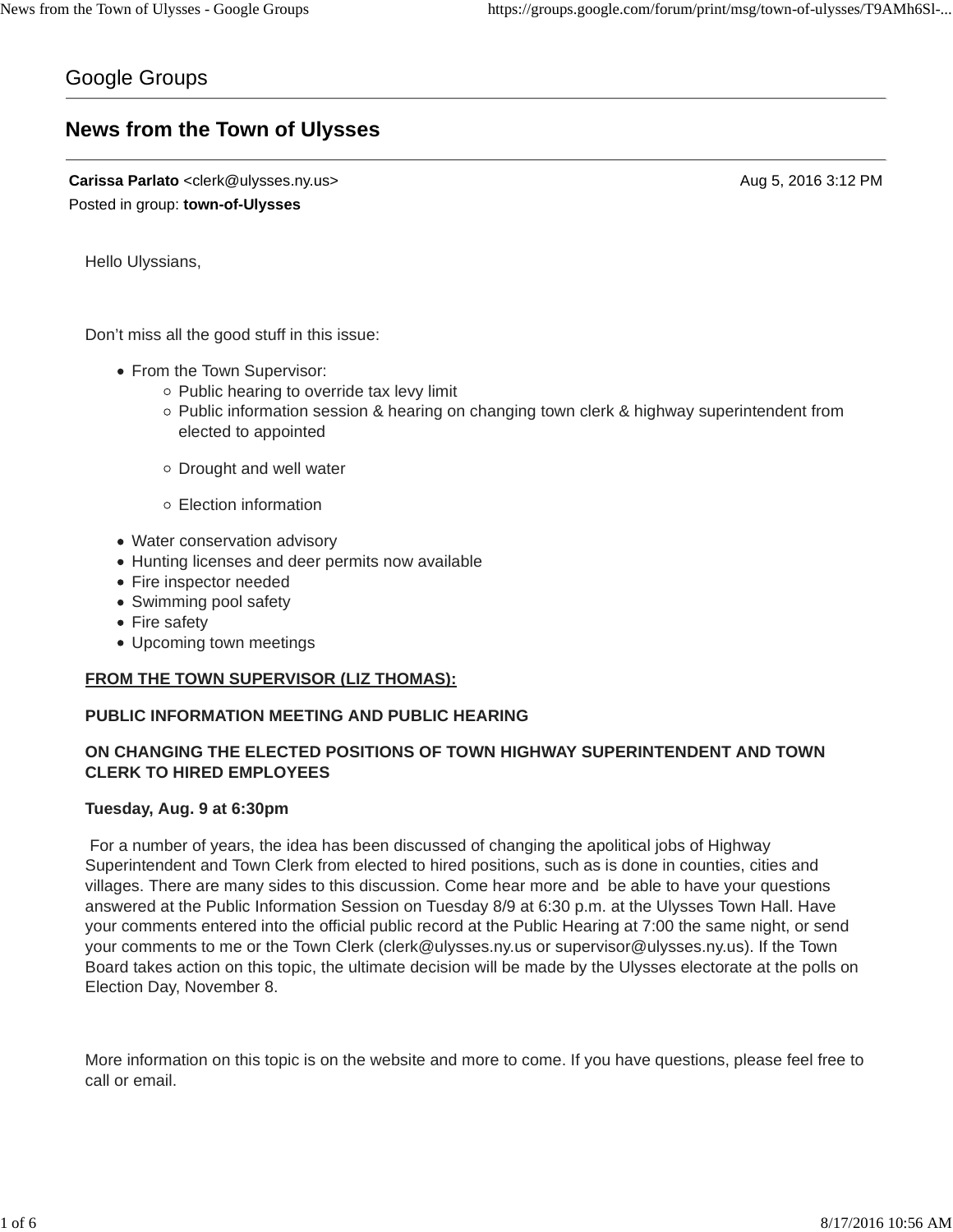Google Groups

# News from the Town of Ulysses

**Carissa Parlato** <clerk@ulysses.ny.us> Aug 5, 2016 3:12 PM

Posted in group: **town-of-Ulysses**

Hello Ulyssians,

Don't miss all the good stuff in this issue:

- From the Town Supervisor:
  - Public hearing to override tax levy limit
  - Public information session & hearing on changing town clerk & highway superintendent from elected to appointed
  - Drought and well water
  - Election information
- Water conservation advisory
- Hunting licenses and deer permits now available
- Fire inspector needed
- Swimming pool safety
- Fire safety
- Upcoming town meetings

**FROM THE TOWN SUPERVISOR (LIZ THOMAS):**

**PUBLIC INFORMATION MEETING AND PUBLIC HEARING**

**ON CHANGING THE ELECTED POSITIONS OF TOWN HIGHWAY SUPERINTENDENT AND TOWN CLERK TO HIRED EMPLOYEES**

**Tuesday, Aug. 9 at 6:30pm**

For a number of years, the idea has been discussed of changing the apolitical jobs of Highway Superintendent and Town Clerk from elected to hired positions, such as is done in counties, cities and villages. There are many sides to this discussion. Come hear more and be able to have your questions answered at the Public Information Session on Tuesday 8/9 at 6:30 p.m. at the Ulysses Town Hall. Have your comments entered into the official public record at the Public Hearing at 7:00 the same night, or send your comments to me or the Town Clerk (clerk@ulysses.ny.us or supervisor@ulysses.ny.us). If the Town Board takes action on this topic, the ultimate decision will be made by the Ulysses electorate at the polls on Election Day, November 8.

More information on this topic is on the website and more to come. If you have questions, please feel free to call or email.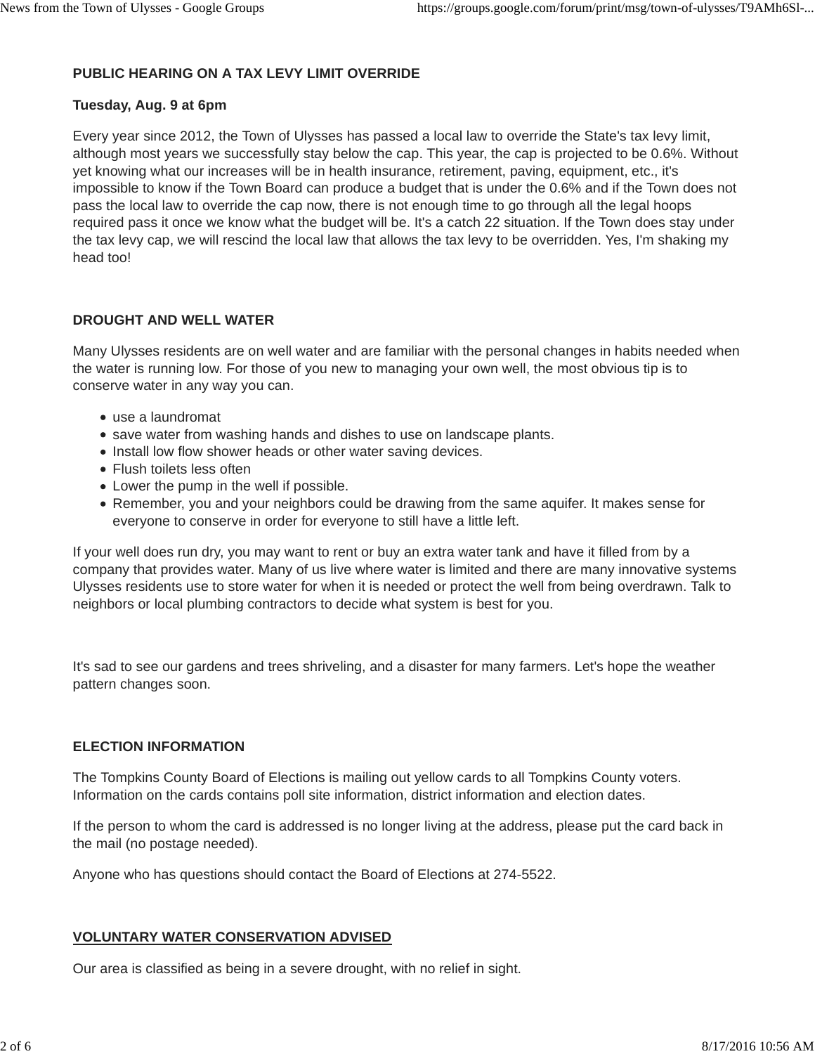**PUBLIC HEARING ON A TAX LEVY LIMIT OVERRIDE**

**Tuesday, Aug. 9 at 6pm**

Every year since 2012, the Town of Ulysses has passed a local law to override the State's tax levy limit, although most years we successfully stay below the cap. This year, the cap is projected to be 0.6%. Without yet knowing what our increases will be in health insurance, retirement, paving, equipment, etc., it's impossible to know if the Town Board can produce a budget that is under the 0.6% and if the Town does not pass the local law to override the cap now, there is not enough time to go through all the legal hoops required pass it once we know what the budget will be. It's a catch 22 situation. If the Town does stay under the tax levy cap, we will rescind the local law that allows the tax levy to be overridden. Yes, I'm shaking my head too!

**DROUGHT AND WELL WATER**

Many Ulysses residents are on well water and are familiar with the personal changes in habits needed when the water is running low. For those of you new to managing your own well, the most obvious tip is to conserve water in any way you can.

- use a laundromat
- save water from washing hands and dishes to use on landscape plants.
- Install low flow shower heads or other water saving devices.
- Flush toilets less often
- Lower the pump in the well if possible.
- Remember, you and your neighbors could be drawing from the same aquifer. It makes sense for everyone to conserve in order for everyone to still have a little left.

If your well does run dry, you may want to rent or buy an extra water tank and have it filled from by a company that provides water. Many of us live where water is limited and there are many innovative systems Ulysses residents use to store water for when it is needed or protect the well from being overdrawn. Talk to neighbors or local plumbing contractors to decide what system is best for you.

It's sad to see our gardens and trees shriveling, and a disaster for many farmers. Let's hope the weather pattern changes soon.

**ELECTION INFORMATION**

The Tompkins County Board of Elections is mailing out yellow cards to all Tompkins County voters. Information on the cards contains poll site information, district information and election dates.

If the person to whom the card is addressed is no longer living at the address, please put the card back in the mail (no postage needed).

Anyone who has questions should contact the Board of Elections at 274-5522.

**VOLUNTARY WATER CONSERVATION ADVISED**

Our area is classified as being in a severe drought, with no relief in sight.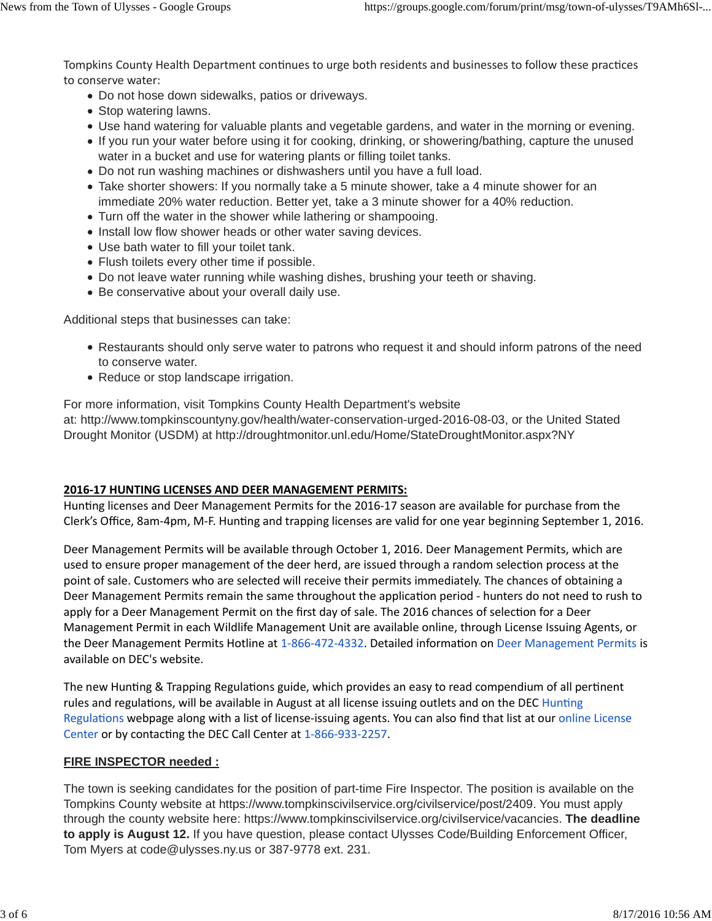Tompkins County Health Department continues to urge both residents and businesses to follow these practices to conserve water:

- Do not hose down sidewalks, patios or driveways.
- Stop watering lawns.
- Use hand watering for valuable plants and vegetable gardens, and water in the morning or evening.
- If you run your water before using it for cooking, drinking, or showering/bathing, capture the unused water in a bucket and use for watering plants or filling toilet tanks.
- Do not run washing machines or dishwashers until you have a full load.
- Take shorter showers: If you normally take a 5 minute shower, take a 4 minute shower for an immediate 20% water reduction. Better yet, take a 3 minute shower for a 40% reduction.
- Turn off the water in the shower while lathering or shampooing.
- Install low flow shower heads or other water saving devices.
- Use bath water to fill your toilet tank.
- Flush toilets every other time if possible.
- Do not leave water running while washing dishes, brushing your teeth or shaving.
- Be conservative about your overall daily use.

Additional steps that businesses can take:

- Restaurants should only serve water to patrons who request it and should inform patrons of the need to conserve water.
- Reduce or stop landscape irrigation.

For more information, visit Tompkins County Health Department's website at: http://www.tompkinscountyny.gov/health/water-conservation-urged-2016-08-03, or the United Stated Drought Monitor (USDM) at http://droughtmonitor.unl.edu/Home/StateDroughtMonitor.aspx?NY

**2016-17 HUNTING LICENSES AND DEER MANAGEMENT PERMITS:**

Hunting licenses and Deer Management Permits for the 2016-17 season are available for purchase from the Clerk's Office, 8am-4pm, M-F. Hunting and trapping licenses are valid for one year beginning September 1, 2016.

Deer Management Permits will be available through October 1, 2016. Deer Management Permits, which are used to ensure proper management of the deer herd, are issued through a random selection process at the point of sale. Customers who are selected will receive their permits immediately. The chances of obtaining a Deer Management Permits remain the same throughout the application period - hunters do not need to rush to apply for a Deer Management Permit on the first day of sale. The 2016 chances of selection for a Deer Management Permit in each Wildlife Management Unit are available online, through License Issuing Agents, or the Deer Management Permits Hotline at 1-866-472-4332. Detailed information on Deer Management Permits is available on DEC's website.

The new Hunting & Trapping Regulations guide, which provides an easy to read compendium of all pertinent rules and regulations, will be available in August at all license issuing outlets and on the DEC Hunting Regulations webpage along with a list of license-issuing agents. You can also find that list at our online License Center or by contacting the DEC Call Center at 1-866-933-2257.

**FIRE INSPECTOR needed :**

The town is seeking candidates for the position of part-time Fire Inspector. The position is available on the Tompkins County website at https://www.tompkinscivilservice.org/civilservice/post/2409. You must apply through the county website here: https://www.tompkinscivilservice.org/civilservice/vacancies. **The deadline to apply is August 12.** If you have question, please contact Ulysses Code/Building Enforcement Officer, Tom Myers at code@ulysses.ny.us or 387-9778 ext. 231.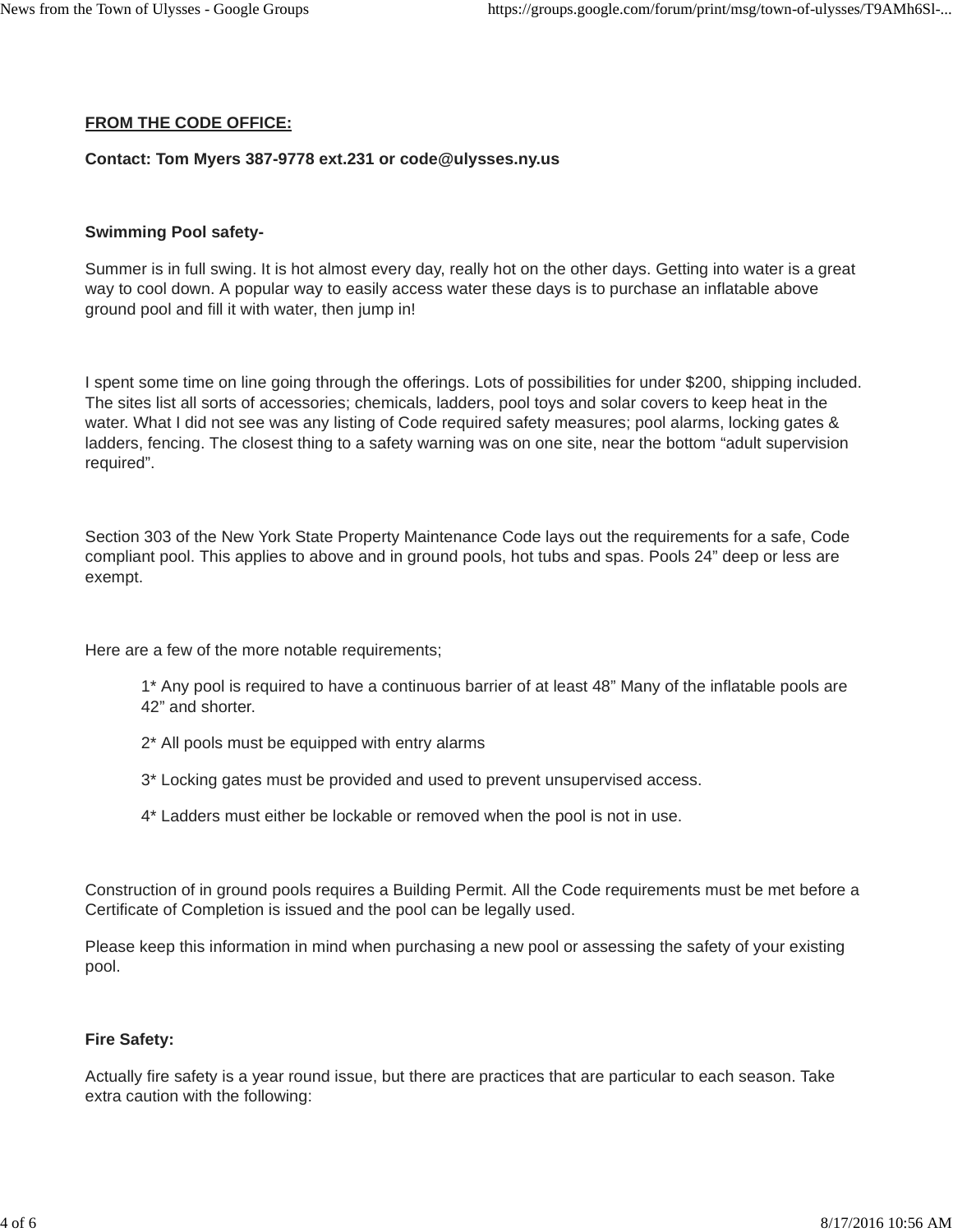**FROM THE CODE OFFICE:**

**Contact: Tom Myers 387-9778 ext.231 or code@ulysses.ny.us**

**Swimming Pool safety-**

Summer is in full swing. It is hot almost every day, really hot on the other days. Getting into water is a great way to cool down. A popular way to easily access water these days is to purchase an inflatable above ground pool and fill it with water, then jump in!

I spent some time on line going through the offerings. Lots of possibilities for under $200, shipping included. The sites list all sorts of accessories; chemicals, ladders, pool toys and solar covers to keep heat in the water. What I did not see was any listing of Code required safety measures; pool alarms, locking gates & ladders, fencing. The closest thing to a safety warning was on one site, near the bottom "adult supervision required".

Section 303 of the New York State Property Maintenance Code lays out the requirements for a safe, Code compliant pool. This applies to above and in ground pools, hot tubs and spas. Pools 24" deep or less are exempt.

Here are a few of the more notable requirements;

> 1* Any pool is required to have a continuous barrier of at least 48" Many of the inflatable pools are 42" and shorter.
>
> 2* All pools must be equipped with entry alarms
>
> 3* Locking gates must be provided and used to prevent unsupervised access.
>
> 4* Ladders must either be lockable or removed when the pool is not in use.

Construction of in ground pools requires a Building Permit. All the Code requirements must be met before a Certificate of Completion is issued and the pool can be legally used.

Please keep this information in mind when purchasing a new pool or assessing the safety of your existing pool.

**Fire Safety:**

Actually fire safety is a year round issue, but there are practices that are particular to each season. Take extra caution with the following: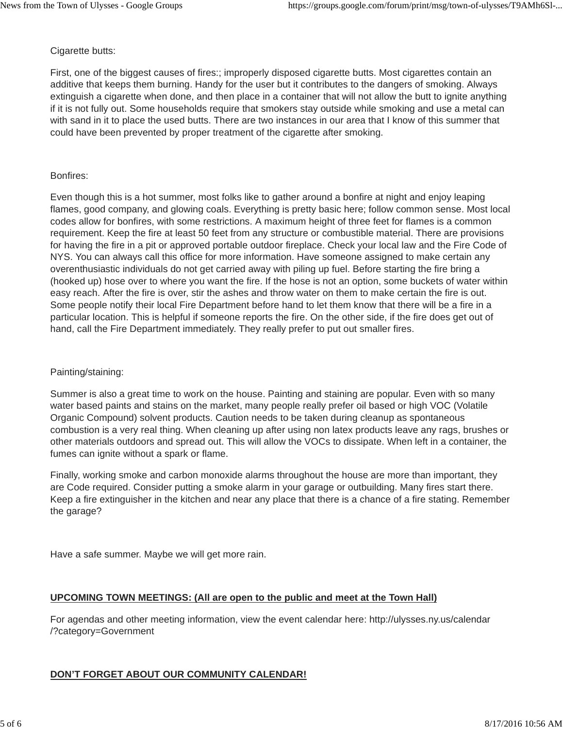Cigarette butts:

First, one of the biggest causes of fires:; improperly disposed cigarette butts. Most cigarettes contain an additive that keeps them burning. Handy for the user but it contributes to the dangers of smoking. Always extinguish a cigarette when done, and then place in a container that will not allow the butt to ignite anything if it is not fully out. Some households require that smokers stay outside while smoking and use a metal can with sand in it to place the used butts. There are two instances in our area that I know of this summer that could have been prevented by proper treatment of the cigarette after smoking.

Bonfires:

Even though this is a hot summer, most folks like to gather around a bonfire at night and enjoy leaping flames, good company, and glowing coals. Everything is pretty basic here; follow common sense. Most local codes allow for bonfires, with some restrictions. A maximum height of three feet for flames is a common requirement. Keep the fire at least 50 feet from any structure or combustible material. There are provisions for having the fire in a pit or approved portable outdoor fireplace. Check your local law and the Fire Code of NYS. You can always call this office for more information. Have someone assigned to make certain any overenthusiastic individuals do not get carried away with piling up fuel. Before starting the fire bring a (hooked up) hose over to where you want the fire. If the hose is not an option, some buckets of water within easy reach. After the fire is over, stir the ashes and throw water on them to make certain the fire is out. Some people notify their local Fire Department before hand to let them know that there will be a fire in a particular location. This is helpful if someone reports the fire. On the other side, if the fire does get out of hand, call the Fire Department immediately. They really prefer to put out smaller fires.

Painting/staining:

Summer is also a great time to work on the house. Painting and staining are popular. Even with so many water based paints and stains on the market, many people really prefer oil based or high VOC (Volatile Organic Compound) solvent products. Caution needs to be taken during cleanup as spontaneous combustion is a very real thing. When cleaning up after using non latex products leave any rags, brushes or other materials outdoors and spread out. This will allow the VOCs to dissipate. When left in a container, the fumes can ignite without a spark or flame.

Finally, working smoke and carbon monoxide alarms throughout the house are more than important, they are Code required. Consider putting a smoke alarm in your garage or outbuilding. Many fires start there. Keep a fire extinguisher in the kitchen and near any place that there is a chance of a fire stating. Remember the garage?

Have a safe summer. Maybe we will get more rain.

**UPCOMING TOWN MEETINGS: (All are open to the public and meet at the Town Hall)**

For agendas and other meeting information, view the event calendar here: http://ulysses.ny.us/calendar/?category=Government

**DON'T FORGET ABOUT OUR COMMUNITY CALENDAR!**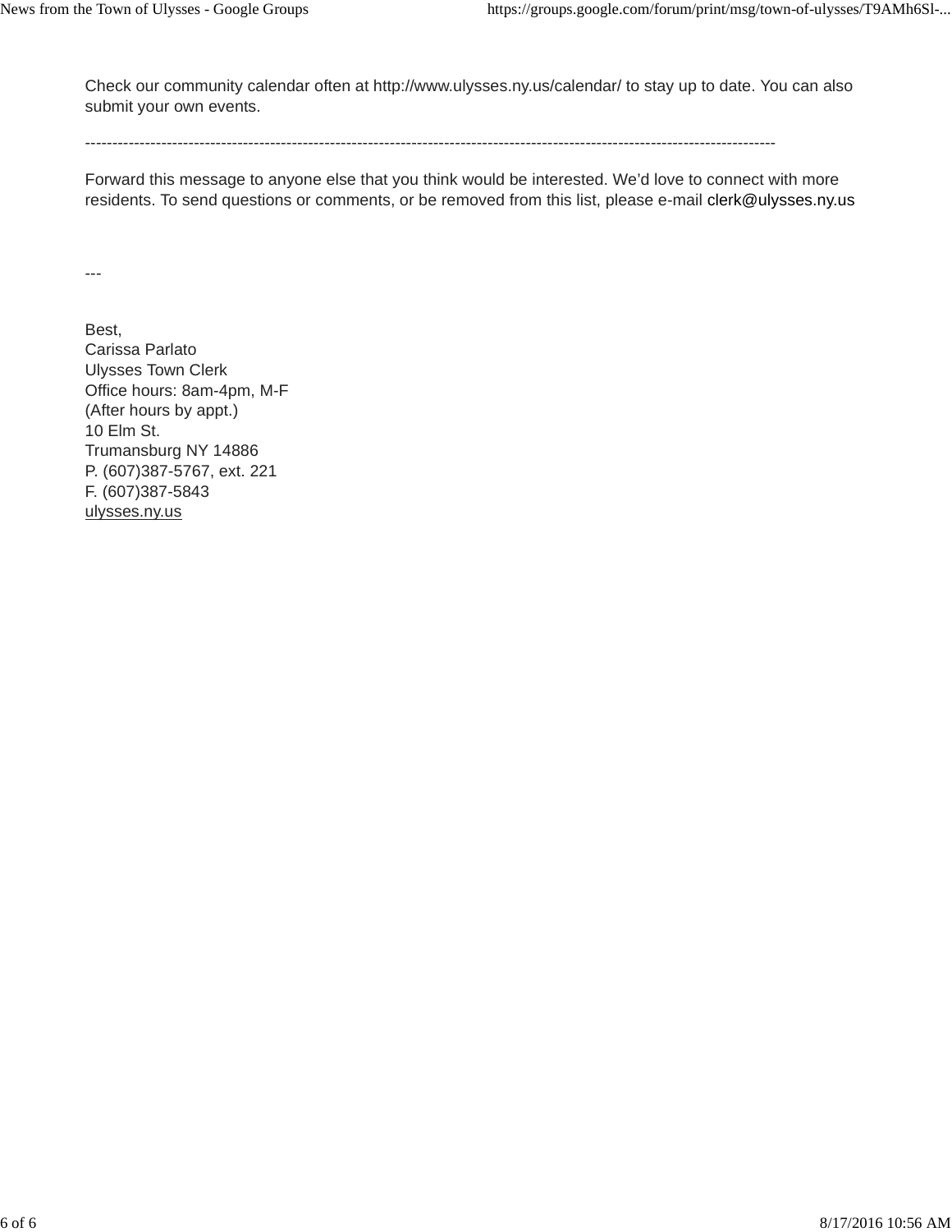Check our community calendar often at http://www.ulysses.ny.us/calendar/ to stay up to date. You can also submit your own events.

-----------------------------------------------------------------------------------------------------------------------------

Forward this message to anyone else that you think would be interested. We'd love to connect with more residents. To send questions or comments, or be removed from this list, please e-mail clerk@ulysses.ny.us

---

Best,
Carissa Parlato
Ulysses Town Clerk
Office hours: 8am-4pm, M-F
(After hours by appt.)
10 Elm St.
Trumansburg NY 14886
P. (607)387-5767, ext. 221
F. (607)387-5843
ulysses.ny.us